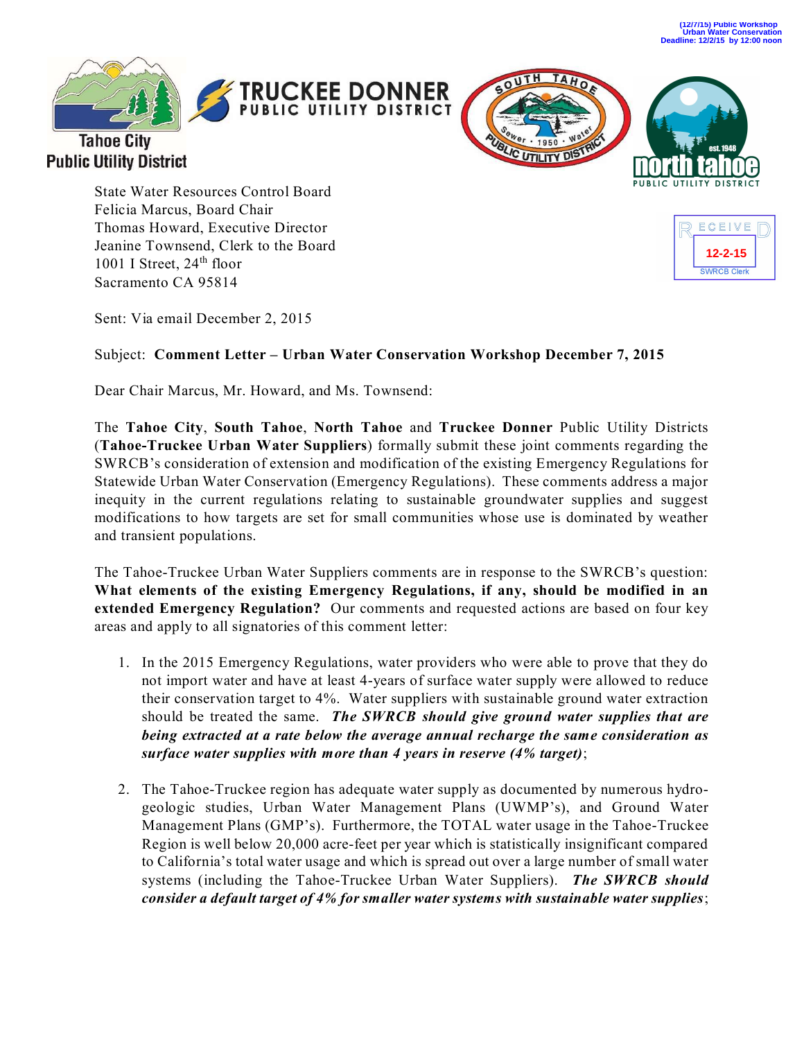(12/7/15) Public Workshop
Urban Water Conservation
Deadline: 12/2/15 by 12:00 noon

Tahoe City Public Utility District

TRUCKEE DONNER PUBLIC UTILITY DISTRICT

SOUTH TAHOE PUBLIC UTILITY DISTRICT — Sewer • 1950 • Water

north tahoe PUBLIC UTILITY DISTRICT — est. 1948

RECEIVED
12-2-15
SWRCB Clerk

State Water Resources Control Board
Felicia Marcus, Board Chair
Thomas Howard, Executive Director
Jeanine Townsend, Clerk to the Board
1001 I Street, 24th floor
Sacramento CA 95814

Sent: Via email December 2, 2015

Subject: **Comment Letter – Urban Water Conservation Workshop December 7, 2015**

Dear Chair Marcus, Mr. Howard, and Ms. Townsend:

The **Tahoe City**, **South Tahoe**, **North Tahoe** and **Truckee Donner** Public Utility Districts (**Tahoe-Truckee Urban Water Suppliers**) formally submit these joint comments regarding the SWRCB's consideration of extension and modification of the existing Emergency Regulations for Statewide Urban Water Conservation (Emergency Regulations). These comments address a major inequity in the current regulations relating to sustainable groundwater supplies and suggest modifications to how targets are set for small communities whose use is dominated by weather and transient populations.

The Tahoe-Truckee Urban Water Suppliers comments are in response to the SWRCB's question: **What elements of the existing Emergency Regulations, if any, should be modified in an extended Emergency Regulation?** Our comments and requested actions are based on four key areas and apply to all signatories of this comment letter:

1. In the 2015 Emergency Regulations, water providers who were able to prove that they do not import water and have at least 4-years of surface water supply were allowed to reduce their conservation target to 4%. Water suppliers with sustainable ground water extraction should be treated the same. ***The SWRCB should give ground water supplies that are being extracted at a rate below the average annual recharge the same consideration as surface water supplies with more than 4 years in reserve (4% target)***;

2. The Tahoe-Truckee region has adequate water supply as documented by numerous hydro-geologic studies, Urban Water Management Plans (UWMP's), and Ground Water Management Plans (GMP's). Furthermore, the TOTAL water usage in the Tahoe-Truckee Region is well below 20,000 acre-feet per year which is statistically insignificant compared to California's total water usage and which is spread out over a large number of small water systems (including the Tahoe-Truckee Urban Water Suppliers). ***The SWRCB should consider a default target of 4% for smaller water systems with sustainable water supplies***;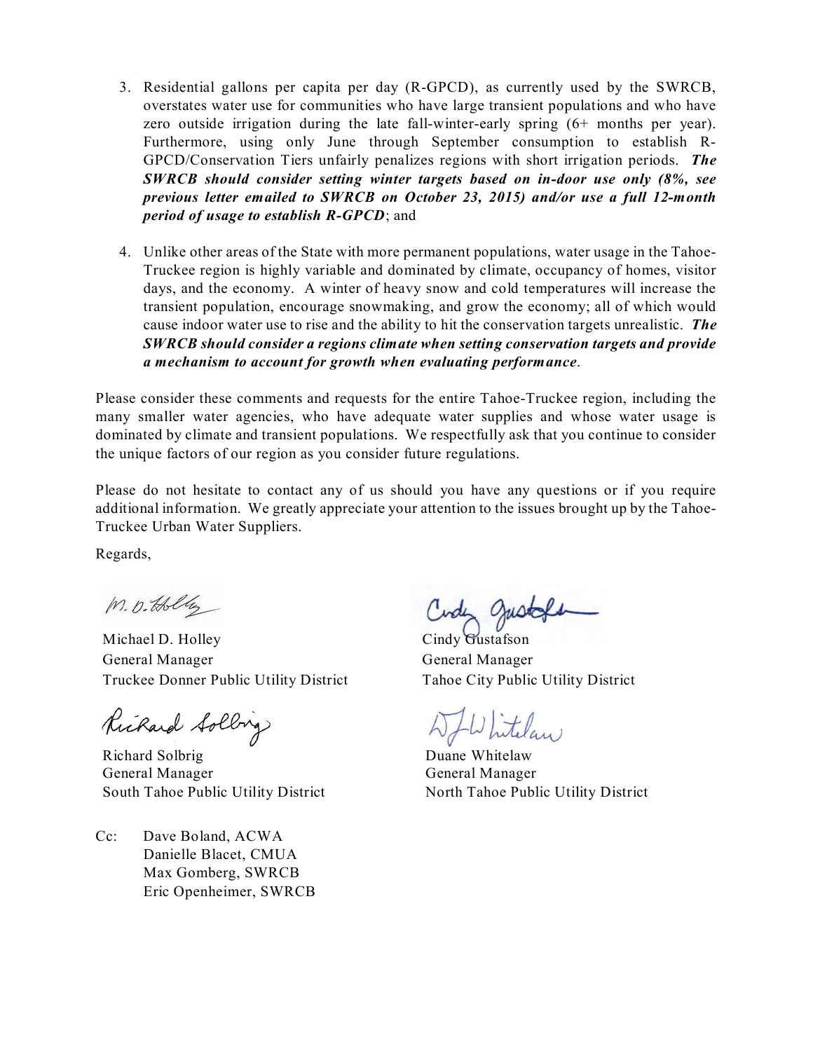3. Residential gallons per capita per day (R-GPCD), as currently used by the SWRCB, overstates water use for communities who have large transient populations and who have zero outside irrigation during the late fall-winter-early spring (6+ months per year). Furthermore, using only June through September consumption to establish R-GPCD/Conservation Tiers unfairly penalizes regions with short irrigation periods. ***The SWRCB should consider setting winter targets based on in-door use only (8%, see previous letter emailed to SWRCB on October 23, 2015) and/or use a full 12-month period of usage to establish R-GPCD***; and

4. Unlike other areas of the State with more permanent populations, water usage in the Tahoe-Truckee region is highly variable and dominated by climate, occupancy of homes, visitor days, and the economy. A winter of heavy snow and cold temperatures will increase the transient population, encourage snowmaking, and grow the economy; all of which would cause indoor water use to rise and the ability to hit the conservation targets unrealistic. ***The SWRCB should consider a regions climate when setting conservation targets and provide a mechanism to account for growth when evaluating performance***.

Please consider these comments and requests for the entire Tahoe-Truckee region, including the many smaller water agencies, who have adequate water supplies and whose water usage is dominated by climate and transient populations. We respectfully ask that you continue to consider the unique factors of our region as you consider future regulations.

Please do not hesitate to contact any of us should you have any questions or if you require additional information. We greatly appreciate your attention to the issues brought up by the Tahoe-Truckee Urban Water Suppliers.

Regards,

Michael D. Holley
General Manager
Truckee Donner Public Utility District

Cindy Gustafson
General Manager
Tahoe City Public Utility District

Richard Solbrig
General Manager
South Tahoe Public Utility District

Duane Whitelaw
General Manager
North Tahoe Public Utility District

Cc: Dave Boland, ACWA
Danielle Blacet, CMUA
Max Gomberg, SWRCB
Eric Openheimer, SWRCB